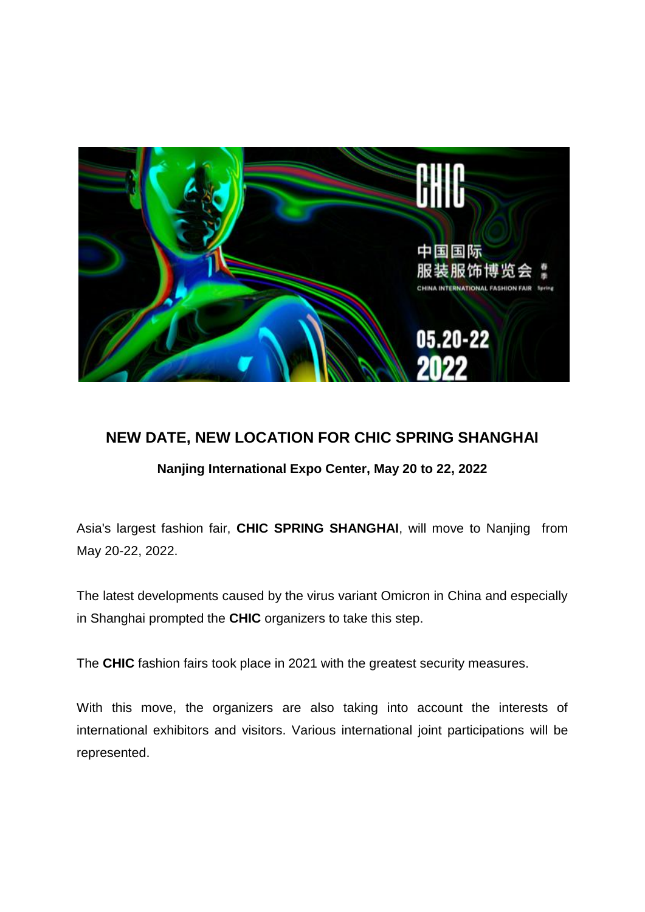# NEW DATE, NEW LOCATION FOR CHIC SPRING SHANGHAI

**Nanjing International Expo Center, May 20 to 22, 2022**

Asia's largest fashion fair, **CHIC SPRING SHANGHAI**, will move to Nanjing from May 20-22, 2022.

The latest developments caused by the virus variant Omicron in China and especially in Shanghai prompted the **CHIC** organizers to take this step.

The **CHIC** fashion fairs took place in 2021 with the greatest security measures.

With this move, the organizers are also taking into account the interests of international exhibitors and visitors. Various international joint participations will be represented.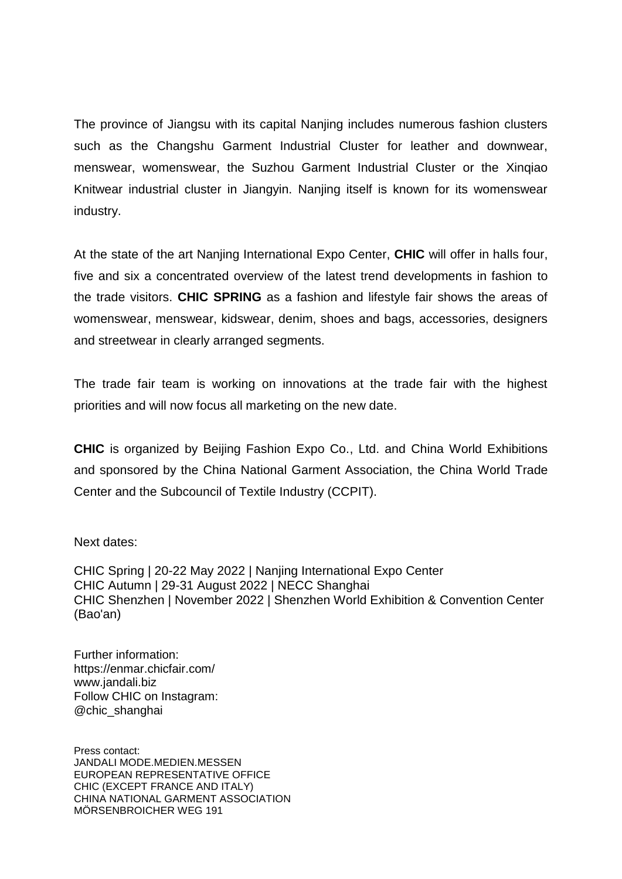The province of Jiangsu with its capital Nanjing includes numerous fashion clusters such as the Changshu Garment Industrial Cluster for leather and downwear, menswear, womenswear, the Suzhou Garment Industrial Cluster or the Xinqiao Knitwear industrial cluster in Jiangyin. Nanjing itself is known for its womenswear industry.

At the state of the art Nanjing International Expo Center, **CHIC** will offer in halls four, five and six a concentrated overview of the latest trend developments in fashion to the trade visitors. **CHIC SPRING** as a fashion and lifestyle fair shows the areas of womenswear, menswear, kidswear, denim, shoes and bags, accessories, designers and streetwear in clearly arranged segments.

The trade fair team is working on innovations at the trade fair with the highest priorities and will now focus all marketing on the new date.

**CHIC** is organized by Beijing Fashion Expo Co., Ltd. and China World Exhibitions and sponsored by the China National Garment Association, the China World Trade Center and the Subcouncil of Textile Industry (CCPIT).

Next dates:

CHIC Spring | 20-22 May 2022 | Nanjing International Expo Center
CHIC Autumn | 29-31 August 2022 | NECC Shanghai
CHIC Shenzhen | November 2022 | Shenzhen World Exhibition & Convention Center (Bao'an)

Further information:
https://enmar.chicfair.com/
www.jandali.biz
Follow CHIC on Instagram:
@chic_shanghai

Press contact:
JANDALI MODE.MEDIEN.MESSEN
EUROPEAN REPRESENTATIVE OFFICE
CHIC (EXCEPT FRANCE AND ITALY)
CHINA NATIONAL GARMENT ASSOCIATION
MÖRSENBROICHER WEG 191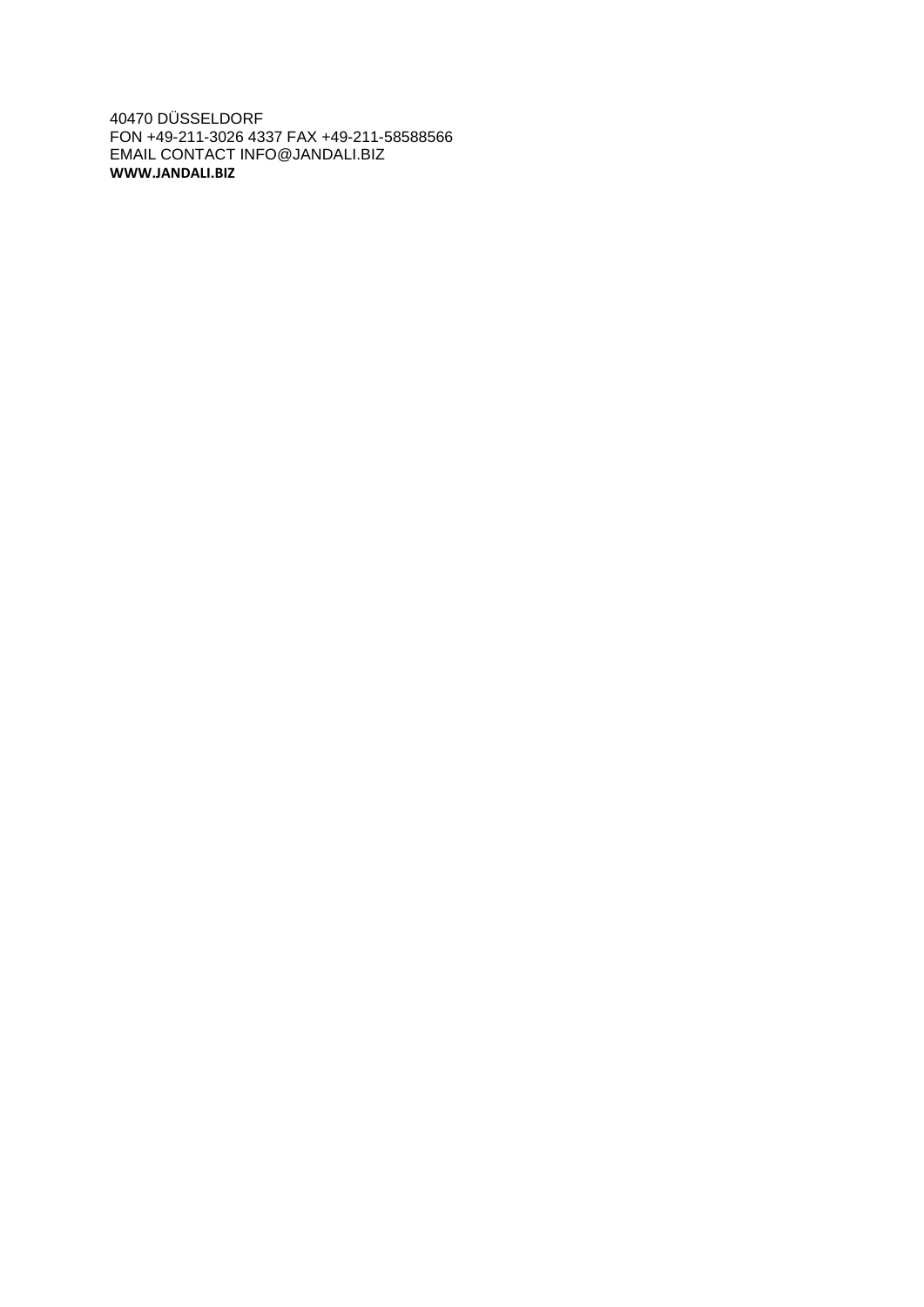40470 DÜSSELDORF
FON +49-211-3026 4337 FAX +49-211-58588566
EMAIL CONTACT INFO@JANDALI.BIZ
**WWW.JANDALI.BIZ**